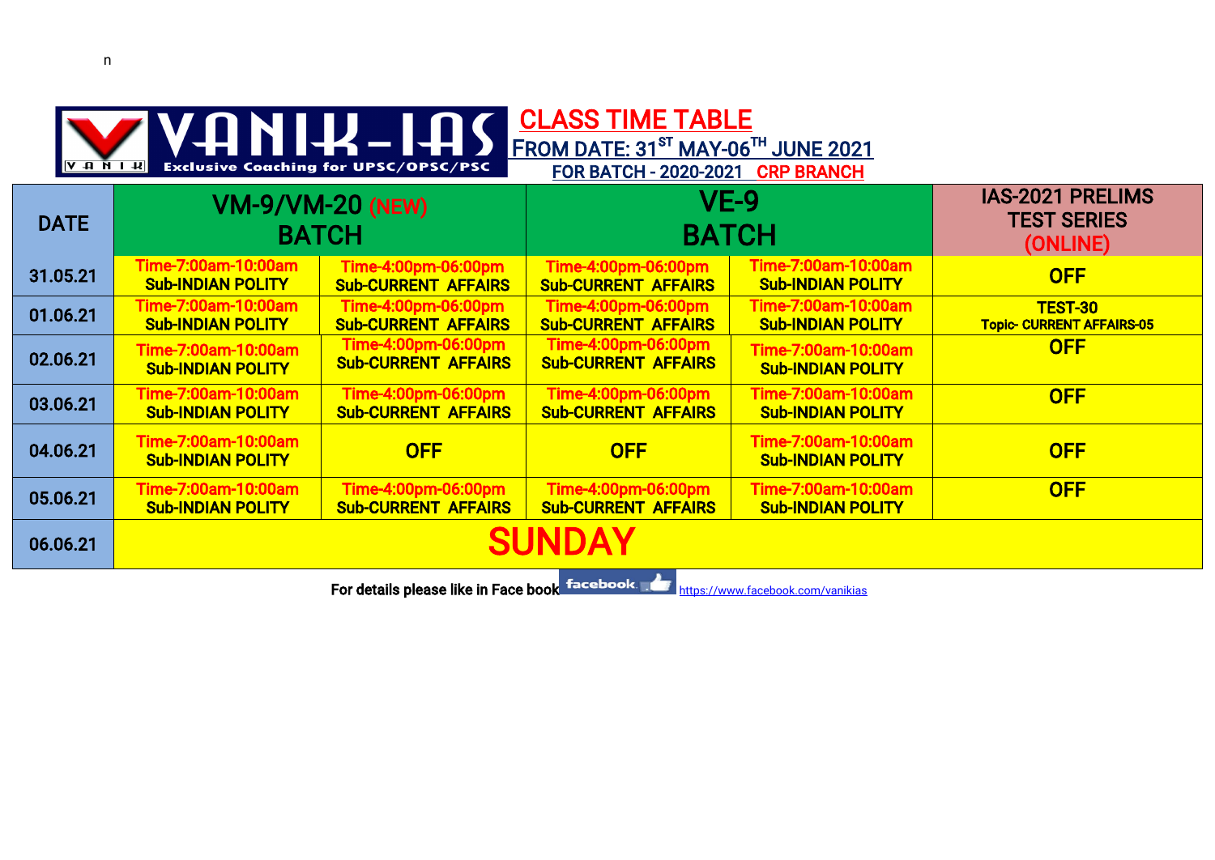n

# VANIK-IAS

Exclusive Coaching for UPSC/OPSC/PSC

## CLASS TIME TABLE

**FROM DATE: 31[ST] MAY-06[TH] JUNE 2021**

**FOR BATCH - 2020-2021 CRP BRANCH**

| DATE | VM-9/VM-20 (NEW) BATCH | | VE-9 BATCH | | IAS-2021 PRELIMS TEST SERIES (ONLINE) |
|---|---|---|---|---|---|
| 31.05.21 | Time-7:00am-10:00am Sub-INDIAN POLITY | Time-4:00pm-06:00pm Sub-CURRENT AFFAIRS | Time-4:00pm-06:00pm Sub-CURRENT AFFAIRS | Time-7:00am-10:00am Sub-INDIAN POLITY | OFF |
| 01.06.21 | Time-7:00am-10:00am Sub-INDIAN POLITY | Time-4:00pm-06:00pm Sub-CURRENT AFFAIRS | Time-4:00pm-06:00pm Sub-CURRENT AFFAIRS | Time-7:00am-10:00am Sub-INDIAN POLITY | TEST-30 Topic- CURRENT AFFAIRS-05 |
| 02.06.21 | Time-7:00am-10:00am Sub-INDIAN POLITY | Time-4:00pm-06:00pm Sub-CURRENT AFFAIRS | Time-4:00pm-06:00pm Sub-CURRENT AFFAIRS | Time-7:00am-10:00am Sub-INDIAN POLITY | OFF |
| 03.06.21 | Time-7:00am-10:00am Sub-INDIAN POLITY | Time-4:00pm-06:00pm Sub-CURRENT AFFAIRS | Time-4:00pm-06:00pm Sub-CURRENT AFFAIRS | Time-7:00am-10:00am Sub-INDIAN POLITY | OFF |
| 04.06.21 | Time-7:00am-10:00am Sub-INDIAN POLITY | OFF | OFF | Time-7:00am-10:00am Sub-INDIAN POLITY | OFF |
| 05.06.21 | Time-7:00am-10:00am Sub-INDIAN POLITY | Time-4:00pm-06:00pm Sub-CURRENT AFFAIRS | Time-4:00pm-06:00pm Sub-CURRENT AFFAIRS | Time-7:00am-10:00am Sub-INDIAN POLITY | OFF |
| 06.06.21 | SUNDAY | | | | |

For details please like in Face book facebook https://www.facebook.com/vanikias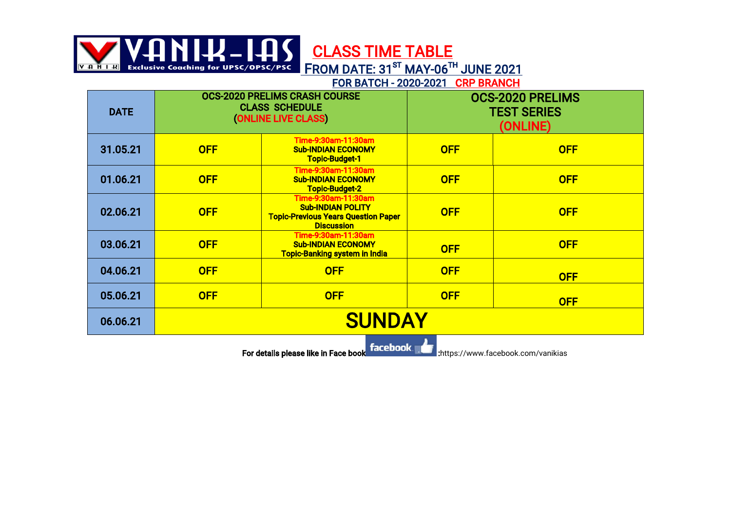# VANIK-IAS

Exclusive Coaching for UPSC/OPSC/PSC

## CLASS TIME TABLE

FROM DATE: 31ST MAY-06TH JUNE 2021

FOR BATCH - 2020-2021 CRP BRANCH

| DATE | OCS-2020 PRELIMS CRASH COURSE CLASS SCHEDULE (ONLINE LIVE CLASS) | | OCS-2020 PRELIMS TEST SERIES (ONLINE) | |
|---|---|---|---|---|
| 31.05.21 | OFF | Time-9:30am-11:30am Sub-INDIAN ECONOMY Topic-Budget-1 | OFF | OFF |
| 01.06.21 | OFF | Time-9:30am-11:30am Sub-INDIAN ECONOMY Topic-Budget-2 | OFF | OFF |
| 02.06.21 | OFF | Time-9:30am-11:30am Sub-INDIAN POLITY Topic-Previous Years Question Paper Discussion | OFF | OFF |
| 03.06.21 | OFF | Time-9:30am-11:30am Sub-INDIAN ECONOMY Topic-Banking system in India | OFF | OFF |
| 04.06.21 | OFF | OFF | OFF | OFF |
| 05.06.21 | OFF | OFF | OFF | OFF |
| 06.06.21 | SUNDAY | | | |

For details please like in Face book facebook :https://www.facebook.com/vanikias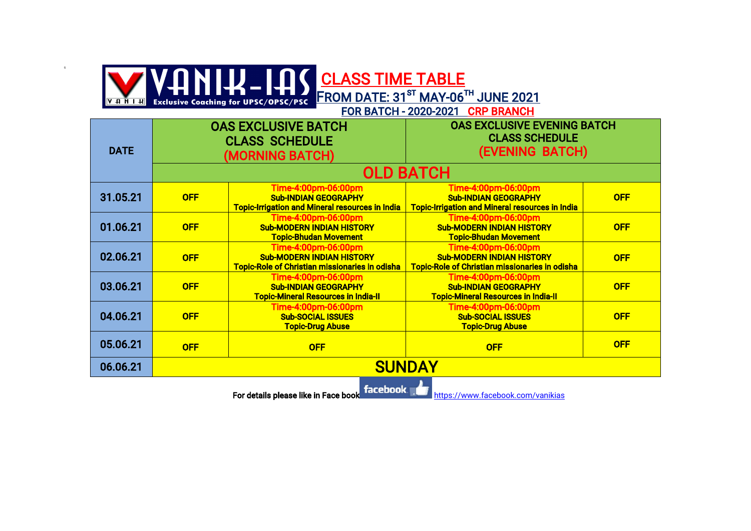VANIK-IAS
Exclusive Coaching for UPSC/OPSC/PSC

# CLASS TIME TABLE

## FROM DATE: 31ST MAY-06TH JUNE 2021

### FOR BATCH - 2020-2021 CRP BRANCH

| DATE | OAS EXCLUSIVE BATCH CLASS SCHEDULE (MORNING BATCH) | | OAS EXCLUSIVE EVENING BATCH CLASS SCHEDULE (EVENING BATCH) | |
|---|---|---|---|---|
| | OLD BATCH | | | |
| 31.05.21 | OFF | Time-4:00pm-06:00pm<br>Sub-INDIAN GEOGRAPHY<br>Topic-Irrigation and Mineral resources in India | Time-4:00pm-06:00pm<br>Sub-INDIAN GEOGRAPHY<br>Topic-Irrigation and Mineral resources in India | OFF |
| 01.06.21 | OFF | Time-4:00pm-06:00pm<br>Sub-MODERN INDIAN HISTORY<br>Topic-Bhudan Movement | Time-4:00pm-06:00pm<br>Sub-MODERN INDIAN HISTORY<br>Topic-Bhudan Movement | OFF |
| 02.06.21 | OFF | Time-4:00pm-06:00pm<br>Sub-MODERN INDIAN HISTORY<br>Topic-Role of Christian missionaries in odisha | Time-4:00pm-06:00pm<br>Sub-MODERN INDIAN HISTORY<br>Topic-Role of Christian missionaries in odisha | OFF |
| 03.06.21 | OFF | Time-4:00pm-06:00pm<br>Sub-INDIAN GEOGRAPHY<br>Topic-Mineral Resources in India-II | Time-4:00pm-06:00pm<br>Sub-INDIAN GEOGRAPHY<br>Topic-Mineral Resources in India-II | OFF |
| 04.06.21 | OFF | Time-4:00pm-06:00pm<br>Sub-SOCIAL ISSUES<br>Topic-Drug Abuse | Time-4:00pm-06:00pm<br>Sub-SOCIAL ISSUES<br>Topic-Drug Abuse | OFF |
| 05.06.21 | OFF | OFF | OFF | OFF |
| 06.06.21 | SUNDAY | | | |

For details please like in Face book https://www.facebook.com/vanikias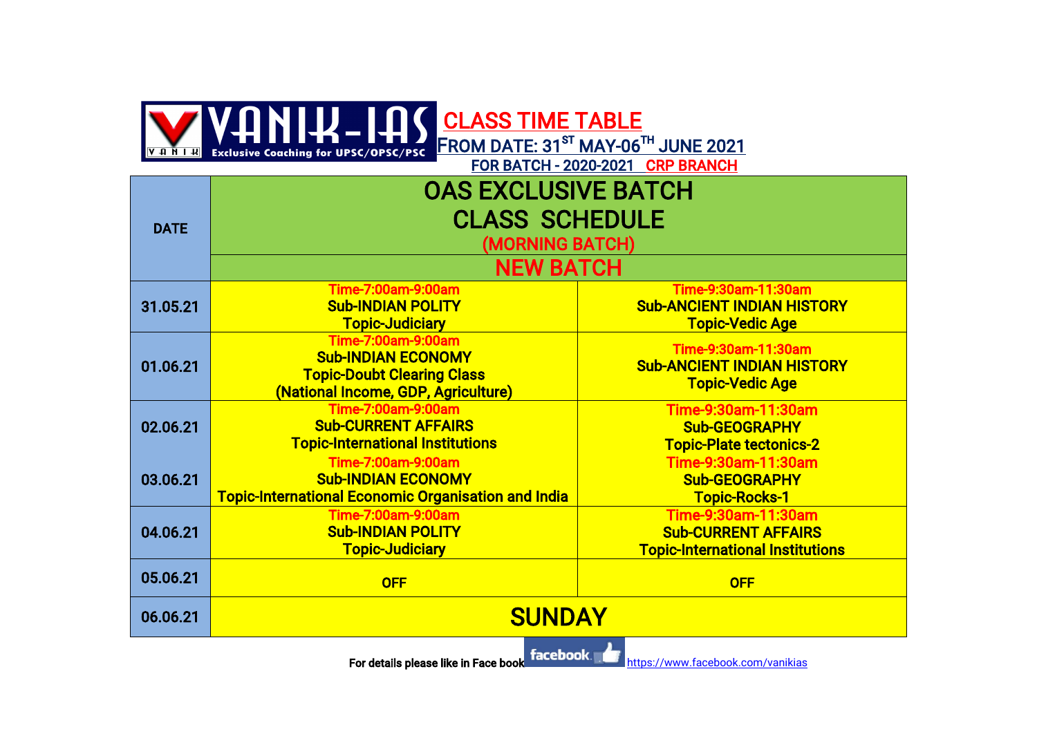VANIK-IAS
Exclusive Coaching for UPSC/OPSC/PSC

# CLASS TIME TABLE

FROM DATE: 31ST MAY-06TH JUNE 2021

FOR BATCH - 2020-2021 CRP BRANCH

| DATE | OAS EXCLUSIVE BATCH CLASS SCHEDULE (MORNING BATCH) NEW BATCH | |
|---|---|---|
| 31.05.21 | Time-7:00am-9:00am<br>Sub-INDIAN POLITY<br>Topic-Judiciary | Time-9:30am-11:30am<br>Sub-ANCIENT INDIAN HISTORY<br>Topic-Vedic Age |
| 01.06.21 | Time-7:00am-9:00am<br>Sub-INDIAN ECONOMY<br>Topic-Doubt Clearing Class<br>(National Income, GDP, Agriculture) | Time-9:30am-11:30am<br>Sub-ANCIENT INDIAN HISTORY<br>Topic-Vedic Age |
| 02.06.21 | Time-7:00am-9:00am<br>Sub-CURRENT AFFAIRS<br>Topic-International Institutions | Time-9:30am-11:30am<br>Sub-GEOGRAPHY<br>Topic-Plate tectonics-2 |
| 03.06.21 | Time-7:00am-9:00am<br>Sub-INDIAN ECONOMY<br>Topic-International Economic Organisation and India | Time-9:30am-11:30am<br>Sub-GEOGRAPHY<br>Topic-Rocks-1 |
| 04.06.21 | Time-7:00am-9:00am<br>Sub-INDIAN POLITY<br>Topic-Judiciary | Time-9:30am-11:30am<br>Sub-CURRENT AFFAIRS<br>Topic-International Institutions |
| 05.06.21 | OFF | OFF |
| 06.06.21 | SUNDAY | |

For details please like in Face book facebook https://www.facebook.com/vanikias